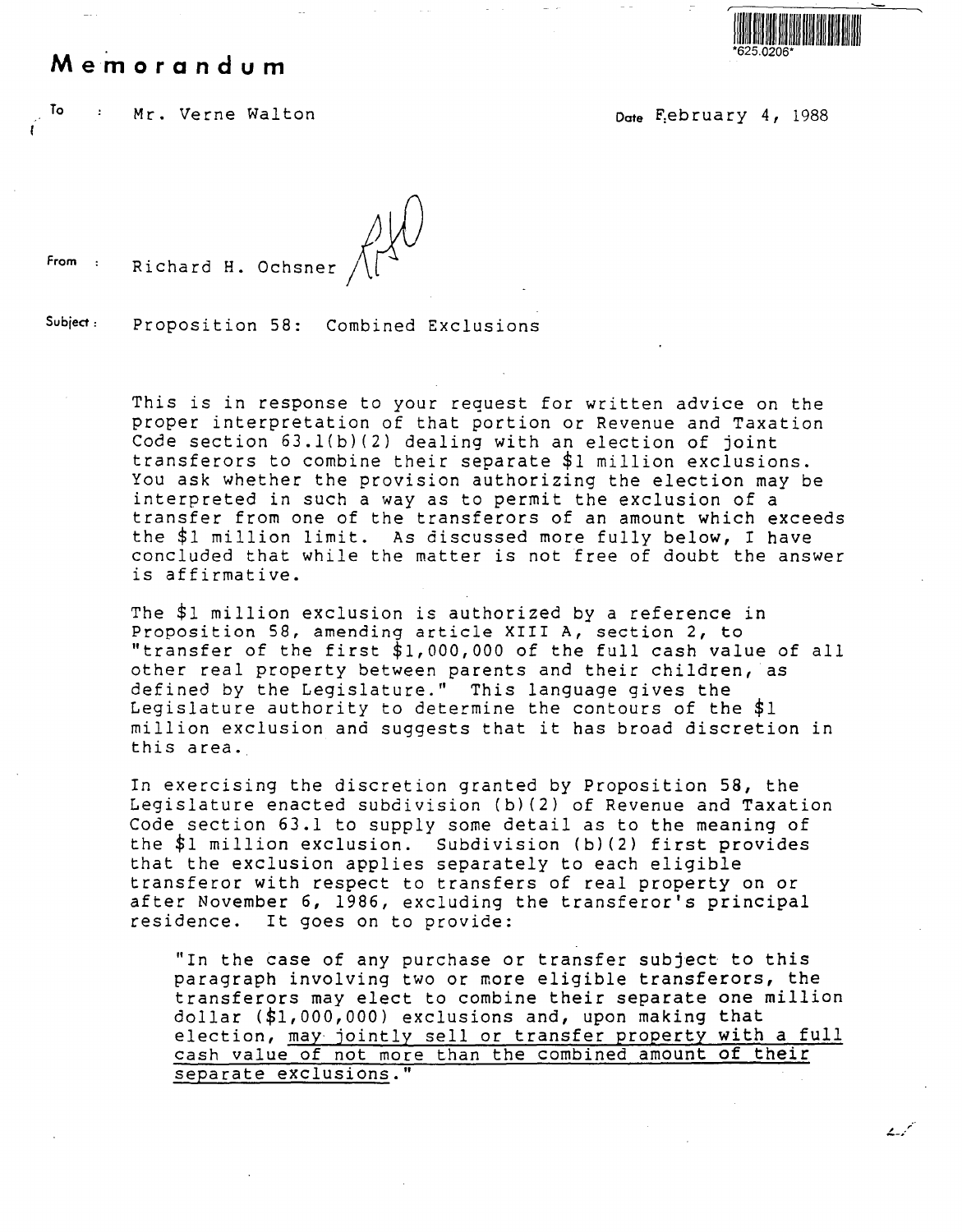*625.0206*

# Memorandum

To : Mr. Verne Walton

Date February 4, 1988

From : Richard H. Ochsner

Subject: Proposition 58: Combined Exclusions

This is in response to your request for written advice on the proper interpretation of that portion or Revenue and Taxation Code section 63.1(b)(2) dealing with an election of joint transferors to combine their separate $1 million exclusions. You ask whether the provision authorizing the election may be interpreted in such a way as to permit the exclusion of a transfer from one of the transferors of an amount which exceeds the $1 million limit. As discussed more fully below, I have concluded that while the matter is not free of doubt the answer is affirmative.

The $1 million exclusion is authorized by a reference in Proposition 58, amending article XIII A, section 2, to "transfer of the first $1,000,000 of the full cash value of all other real property between parents and their children, as defined by the Legislature." This language gives the Legislature authority to determine the contours of the $1 million exclusion and suggests that it has broad discretion in this area.

In exercising the discretion granted by Proposition 58, the Legislature enacted subdivision (b)(2) of Revenue and Taxation Code section 63.1 to supply some detail as to the meaning of the $1 million exclusion. Subdivision (b)(2) first provides that the exclusion applies separately to each eligible transferor with respect to transfers of real property on or after November 6, 1986, excluding the transferor's principal residence. It goes on to provide:

> "In the case of any purchase or transfer subject to this paragraph involving two or more eligible transferors, the transferors may elect to combine their separate one million dollar ($1,000,000) exclusions and, upon making that election, <u>may jointly sell or transfer property with a full cash value of not more than the combined amount of their separate exclusions</u>."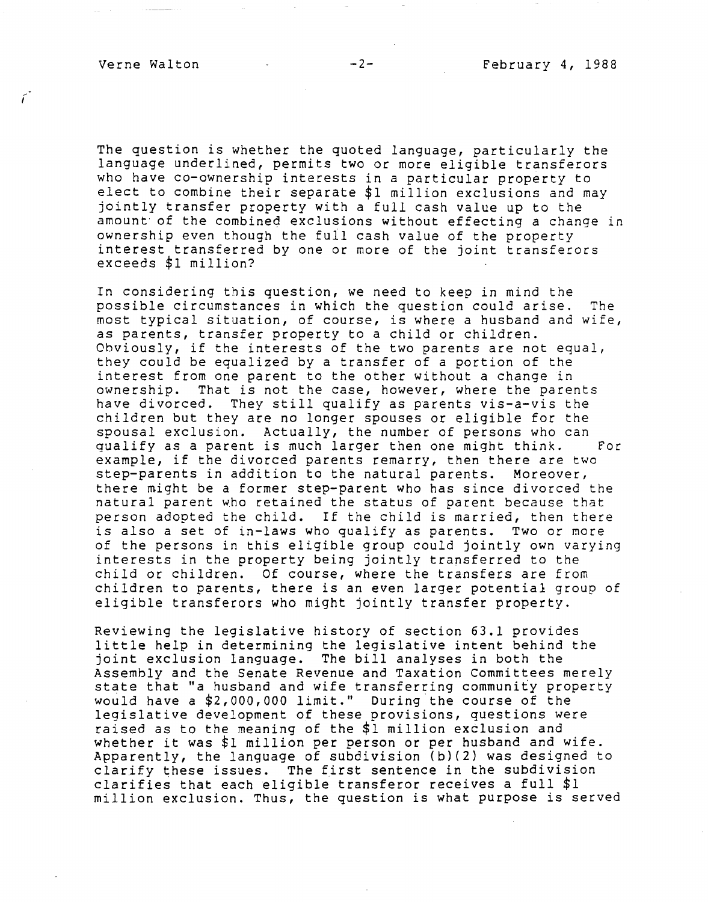The question is whether the quoted language, particularly the language underlined, permits two or more eligible transferors who have co-ownership interests in a particular property to elect to combine their separate $1 million exclusions and may jointly transfer property with a full cash value up to the amount of the combined exclusions without effecting a change in ownership even though the full cash value of the property interest transferred by one or more of the joint transferors exceeds $1 million?

In considering this question, we need to keep in mind the possible circumstances in which the question could arise. The most typical situation, of course, is where a husband and wife, as parents, transfer property to a child or children. Obviously, if the interests of the two parents are not equal, they could be equalized by a transfer of a portion of the interest from one parent to the other without a change in ownership. That is not the case, however, where the parents have divorced. They still qualify as parents vis-a-vis the children but they are no longer spouses or eligible for the spousal exclusion. Actually, the number of persons who can qualify as a parent is much larger then one might think. For example, if the divorced parents remarry, then there are two step-parents in addition to the natural parents. Moreover, there might be a former step-parent who has since divorced the natural parent who retained the status of parent because that person adopted the child. If the child is married, then there is also a set of in-laws who qualify as parents. Two or more of the persons in this eligible group could jointly own varying interests in the property being jointly transferred to the child or children. Of course, where the transfers are from children to parents, there is an even larger potential group of eligible transferors who might jointly transfer property.

Reviewing the legislative history of section 63.1 provides little help in determining the legislative intent behind the joint exclusion language. The bill analyses in both the Assembly and the Senate Revenue and Taxation Committees merely state that "a husband and wife transferring community property would have a $2,000,000 limit." During the course of the legislative development of these provisions, questions were raised as to the meaning of the $1 million exclusion and whether it was $1 million per person or per husband and wife. Apparently, the language of subdivision (b)(2) was designed to clarify these issues. The first sentence in the subdivision clarifies that each eligible transferor receives a full $1 million exclusion. Thus, the question is what purpose is served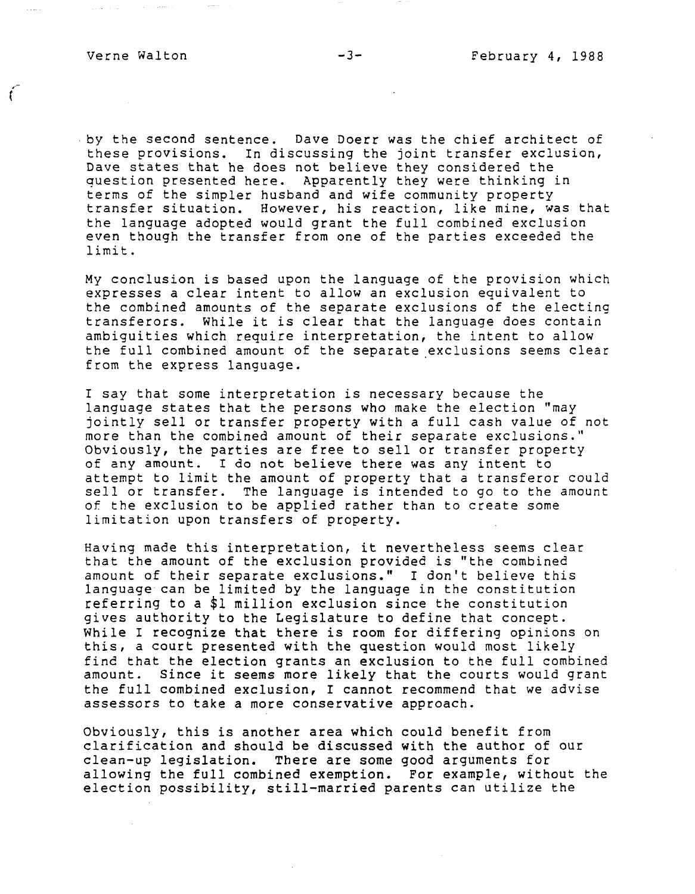by the second sentence. Dave Doerr was the chief architect of these provisions. In discussing the joint transfer exclusion, Dave states that he does not believe they considered the question presented here. Apparently they were thinking in terms of the simpler husband and wife community property transfer situation. However, his reaction, like mine, was that the language adopted would grant the full combined exclusion even though the transfer from one of the parties exceeded the limit.

My conclusion is based upon the language of the provision which expresses a clear intent to allow an exclusion equivalent to the combined amounts of the separate exclusions of the electing transferors. While it is clear that the language does contain ambiguities which require interpretation, the intent to allow the full combined amount of the separate exclusions seems clear from the express language.

I say that some interpretation is necessary because the language states that the persons who make the election "may jointly sell or transfer property with a full cash value of not more than the combined amount of their separate exclusions." Obviously, the parties are free to sell or transfer property of any amount. I do not believe there was any intent to attempt to limit the amount of property that a transferor could sell or transfer. The language is intended to go to the amount of the exclusion to be applied rather than to create some limitation upon transfers of property.

Having made this interpretation, it nevertheless seems clear that the amount of the exclusion provided is "the combined amount of their separate exclusions." I don't believe this language can be limited by the language in the constitution referring to a $1 million exclusion since the constitution gives authority to the Legislature to define that concept. While I recognize that there is room for differing opinions on this, a court presented with the question would most likely find that the election grants an exclusion to the full combined amount. Since it seems more likely that the courts would grant the full combined exclusion, I cannot recommend that we advise assessors to take a more conservative approach.

Obviously, this is another area which could benefit from clarification and should be discussed with the author of our clean-up legislation. There are some good arguments for allowing the full combined exemption. For example, without the election possibility, still-married parents can utilize the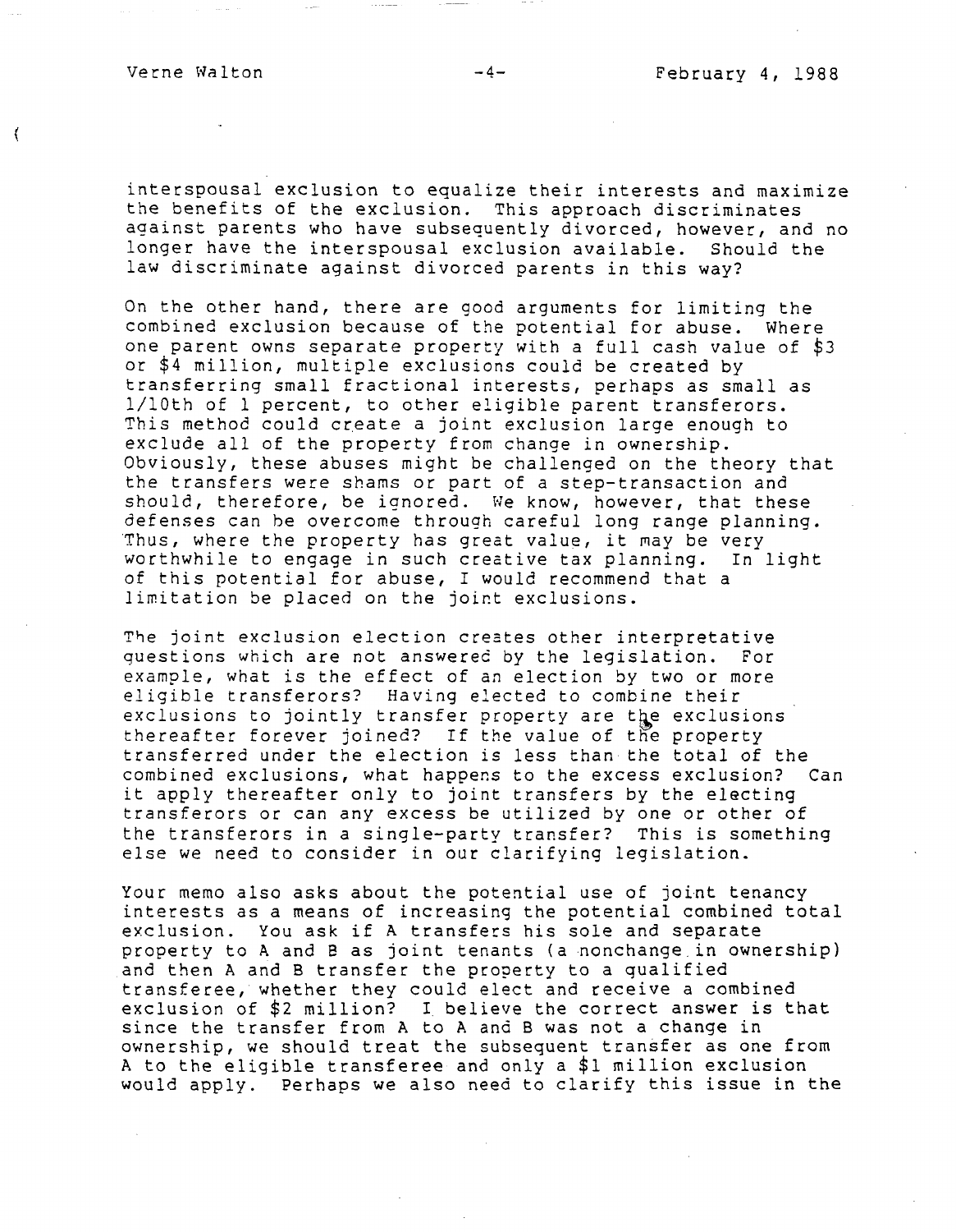interspousal exclusion to equalize their interests and maximize the benefits of the exclusion. This approach discriminates against parents who have subsequently divorced, however, and no longer have the interspousal exclusion available. Should the law discriminate against divorced parents in this way?

On the other hand, there are good arguments for limiting the combined exclusion because of the potential for abuse. Where one parent owns separate property with a full cash value of $3 or $4 million, multiple exclusions could be created by transferring small fractional interests, perhaps as small as 1/10th of 1 percent, to other eligible parent transferors. This method could create a joint exclusion large enough to exclude all of the property from change in ownership. Obviously, these abuses might be challenged on the theory that the transfers were shams or part of a step-transaction and should, therefore, be ignored. We know, however, that these defenses can be overcome through careful long range planning. Thus, where the property has great value, it may be very worthwhile to engage in such creative tax planning. In light of this potential for abuse, I would recommend that a limitation be placed on the joint exclusions.

The joint exclusion election creates other interpretative questions which are not answered by the legislation. For example, what is the effect of an election by two or more eligible transferors? Having elected to combine their exclusions to jointly transfer property are the exclusions thereafter forever joined? If the value of the property transferred under the election is less than the total of the combined exclusions, what happens to the excess exclusion? Can it apply thereafter only to joint transfers by the electing transferors or can any excess be utilized by one or other of the transferors in a single-party transfer? This is something else we need to consider in our clarifying legislation.

Your memo also asks about the potential use of joint tenancy interests as a means of increasing the potential combined total exclusion. You ask if A transfers his sole and separate property to A and B as joint tenants (a nonchange in ownership) and then A and B transfer the property to a qualified transferee, whether they could elect and receive a combined exclusion of $2 million? I believe the correct answer is that since the transfer from A to A and B was not a change in ownership, we should treat the subsequent transfer as one from A to the eligible transferee and only a $1 million exclusion would apply. Perhaps we also need to clarify this issue in the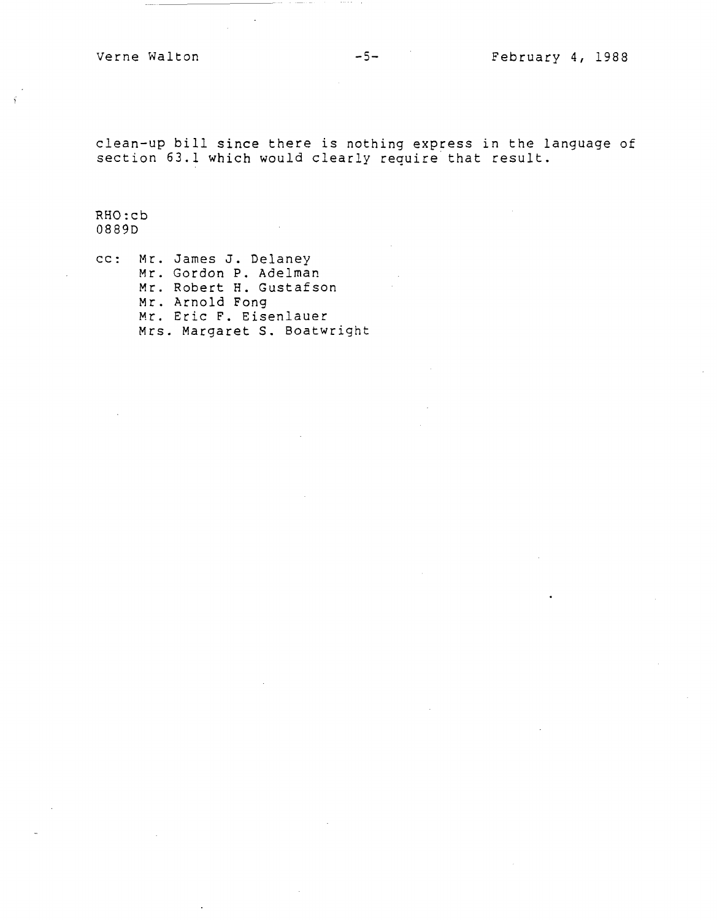clean-up bill since there is nothing express in the language of section 63.1 which would clearly require that result.

RHO:cb
0889D

cc: Mr. James J. Delaney
Mr. Gordon P. Adelman
Mr. Robert H. Gustafson
Mr. Arnold Fong
Mr. Eric F. Eisenlauer
Mrs. Margaret S. Boatwright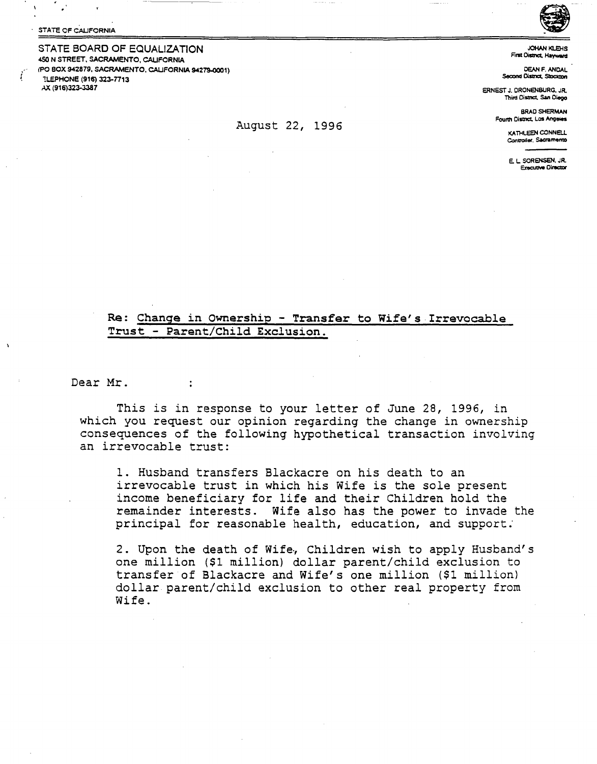STATE OF CALIFORNIA

STATE BOARD OF EQUALIZATION
450 N STREET, SACRAMENTO, CALIFORNIA
(PO BOX 942879, SACRAMENTO, CALIFORNIA 94279-0001)
TELEPHONE (916) 323-7713
FAX (916)323-3387

JOHAN KLEHS
First District, Hayward

DEAN F. ANDAL
Second District, Stockton

ERNEST J. DRONENBURG, JR.
Third District, San Diego

BRAD SHERMAN
Fourth District, Los Angeles

KATHLEEN CONNELL
Controller, Sacramento

E. L. SORENSEN, JR.
Executive Director

August 22, 1996

**Re: Change in Ownership - Transfer to Wife's Irrevocable Trust - Parent/Child Exclusion.**

Dear Mr. :

This is in response to your letter of June 28, 1996, in which you request our opinion regarding the change in ownership consequences of the following hypothetical transaction involving an irrevocable trust:

> 1. Husband transfers Blackacre on his death to an irrevocable trust in which his Wife is the sole present income beneficiary for life and their Children hold the remainder interests. Wife also has the power to invade the principal for reasonable health, education, and support.
>
> 2. Upon the death of Wife, Children wish to apply Husband's one million ($1 million) dollar parent/child exclusion to transfer of Blackacre and Wife's one million ($1 million) dollar parent/child exclusion to other real property from Wife.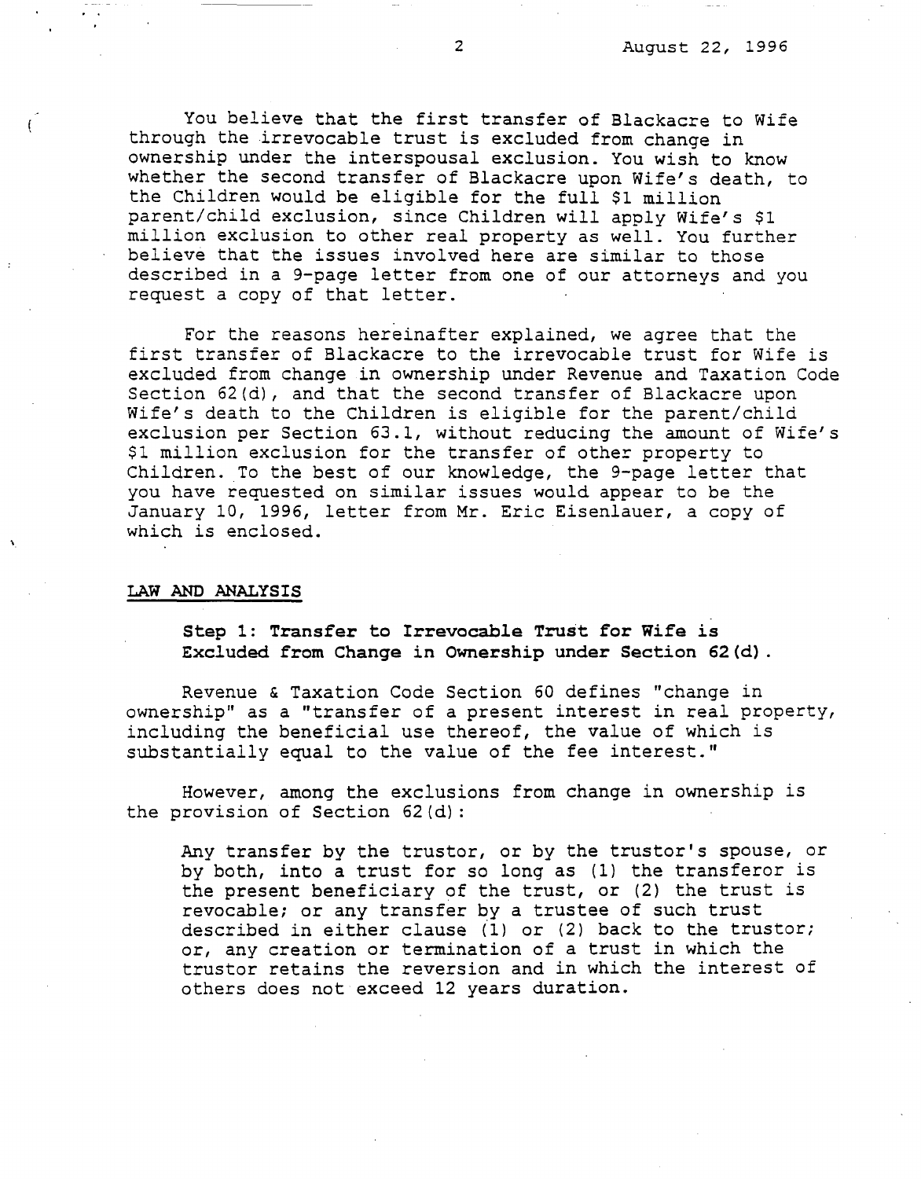You believe that the first transfer of Blackacre to Wife through the irrevocable trust is excluded from change in ownership under the interspousal exclusion. You wish to know whether the second transfer of Blackacre upon Wife's death, to the Children would be eligible for the full $1 million parent/child exclusion, since Children will apply Wife's $1 million exclusion to other real property as well. You further believe that the issues involved here are similar to those described in a 9-page letter from one of our attorneys and you request a copy of that letter.

For the reasons hereinafter explained, we agree that the first transfer of Blackacre to the irrevocable trust for Wife is excluded from change in ownership under Revenue and Taxation Code Section 62(d), and that the second transfer of Blackacre upon Wife's death to the Children is eligible for the parent/child exclusion per Section 63.1, without reducing the amount of Wife's $1 million exclusion for the transfer of other property to Children. To the best of our knowledge, the 9-page letter that you have requested on similar issues would appear to be the January 10, 1996, letter from Mr. Eric Eisenlauer, a copy of which is enclosed.

## LAW AND ANALYSIS

### Step 1: Transfer to Irrevocable Trust for Wife is Excluded from Change in Ownership under Section 62(d).

Revenue & Taxation Code Section 60 defines "change in ownership" as a "transfer of a present interest in real property, including the beneficial use thereof, the value of which is substantially equal to the value of the fee interest."

However, among the exclusions from change in ownership is the provision of Section 62(d):

> Any transfer by the trustor, or by the trustor's spouse, or by both, into a trust for so long as (1) the transferor is the present beneficiary of the trust, or (2) the trust is revocable; or any transfer by a trustee of such trust described in either clause (1) or (2) back to the trustor; or, any creation or termination of a trust in which the trustor retains the reversion and in which the interest of others does not exceed 12 years duration.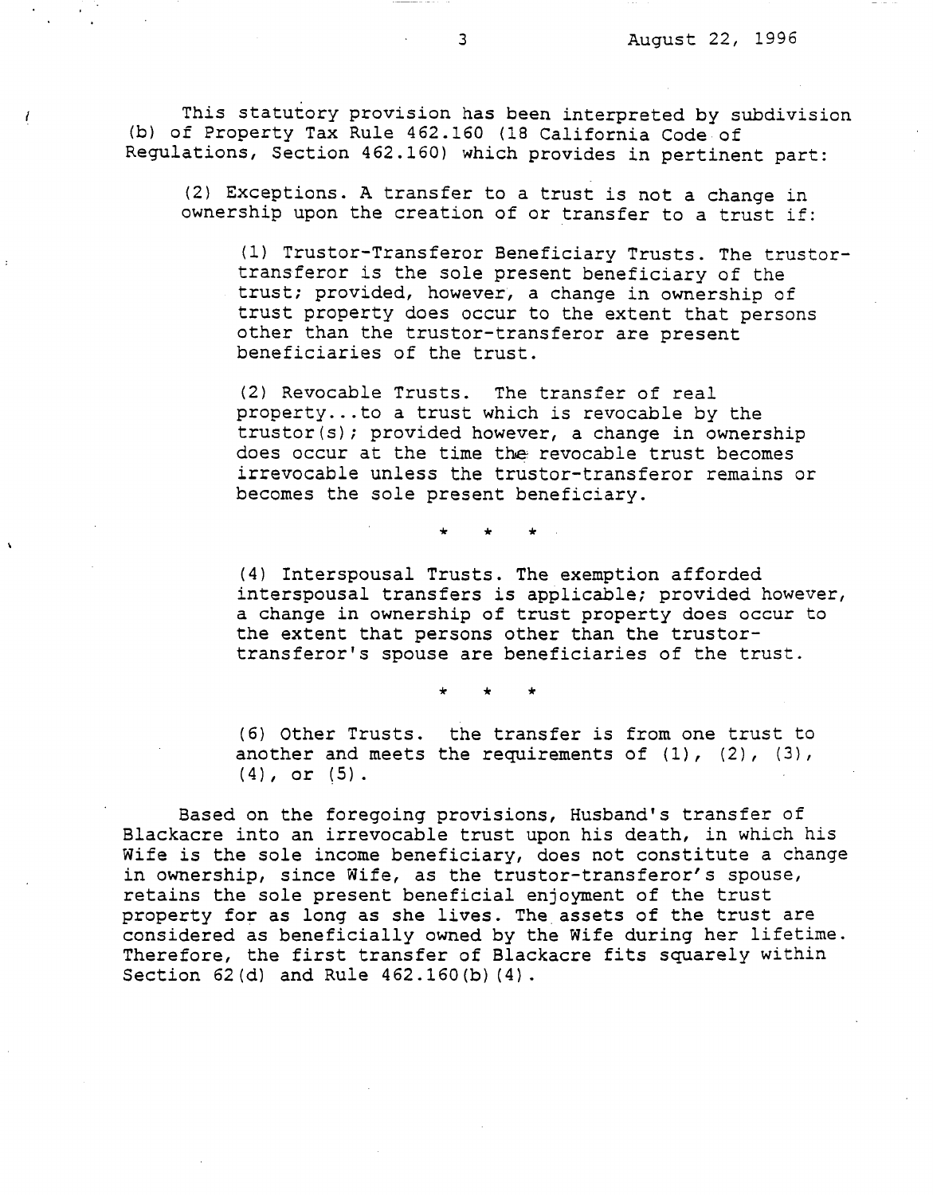This statutory provision has been interpreted by subdivision (b) of Property Tax Rule 462.160 (18 California Code of Regulations, Section 462.160) which provides in pertinent part:

> (2) Exceptions. A transfer to a trust is not a change in ownership upon the creation of or transfer to a trust if:
>
> > (1) Trustor-Transferor Beneficiary Trusts. The trustor-transferor is the sole present beneficiary of the trust; provided, however, a change in ownership of trust property does occur to the extent that persons other than the trustor-transferor are present beneficiaries of the trust.
> >
> > (2) Revocable Trusts. The transfer of real property...to a trust which is revocable by the trustor(s); provided however, a change in ownership does occur at the time the revocable trust becomes irrevocable unless the trustor-transferor remains or becomes the sole present beneficiary.
> >
> > \* \* \*
> >
> > (4) Interspousal Trusts. The exemption afforded interspousal transfers is applicable; provided however, a change in ownership of trust property does occur to the extent that persons other than the trustor-transferor's spouse are beneficiaries of the trust.
> >
> > \* \* \*
> >
> > (6) Other Trusts. the transfer is from one trust to another and meets the requirements of (1), (2), (3), (4), or (5).

Based on the foregoing provisions, Husband's transfer of Blackacre into an irrevocable trust upon his death, in which his Wife is the sole income beneficiary, does not constitute a change in ownership, since Wife, as the trustor-transferor's spouse, retains the sole present beneficial enjoyment of the trust property for as long as she lives. The assets of the trust are considered as beneficially owned by the Wife during her lifetime. Therefore, the first transfer of Blackacre fits squarely within Section 62(d) and Rule 462.160(b)(4).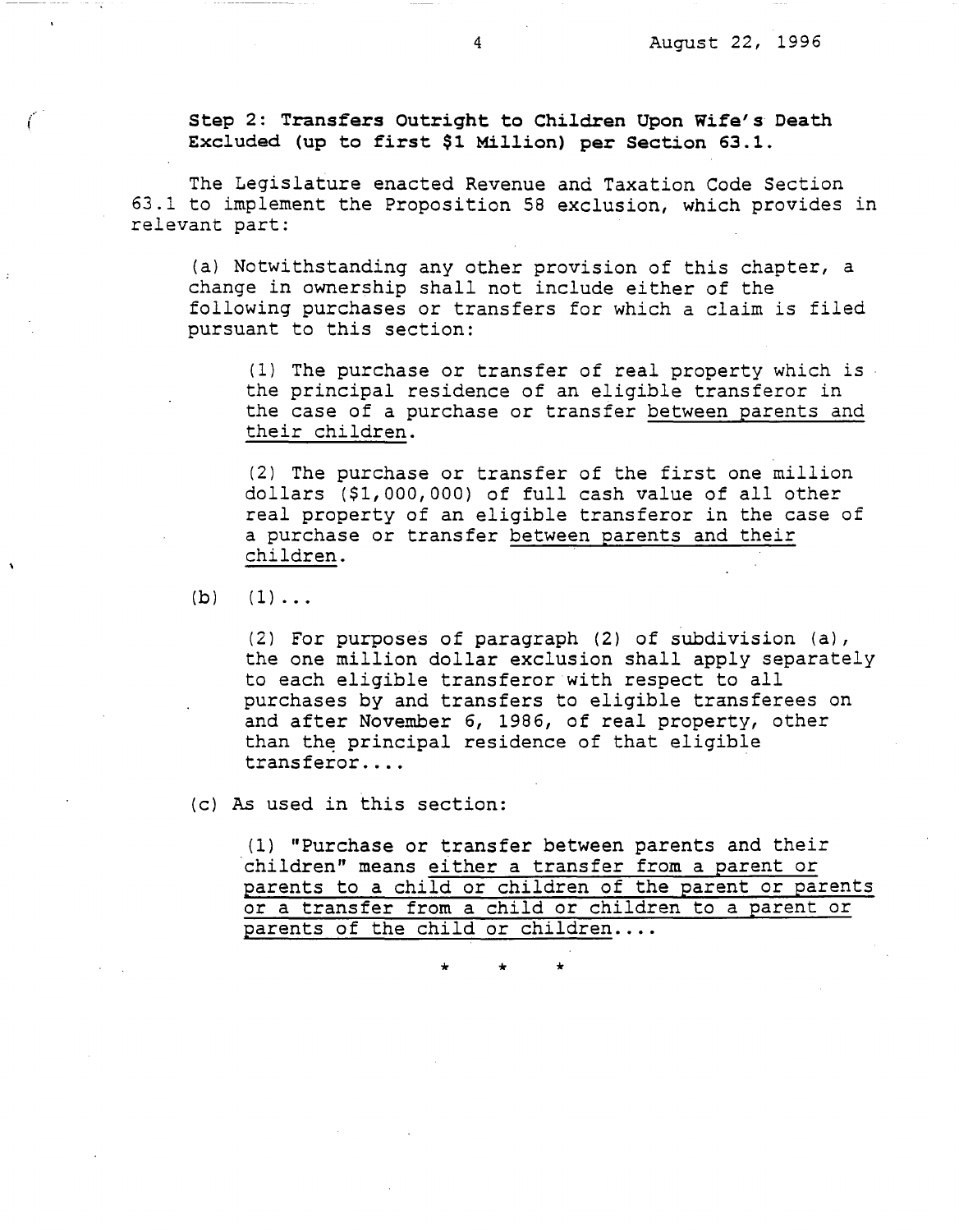**Step 2: Transfers Outright to Children Upon Wife's Death Excluded (up to first $1 Million) per Section 63.1.**

The Legislature enacted Revenue and Taxation Code Section 63.1 to implement the Proposition 58 exclusion, which provides in relevant part:

> (a) Notwithstanding any other provision of this chapter, a change in ownership shall not include either of the following purchases or transfers for which a claim is filed pursuant to this section:
>
> > (1) The purchase or transfer of real property which is the principal residence of an eligible transferor in the case of a purchase or transfer <u>between parents and their children</u>.
> >
> > (2) The purchase or transfer of the first one million dollars ($1,000,000) of full cash value of all other real property of an eligible transferor in the case of a purchase or transfer <u>between parents and their children</u>.
>
> (b) (1)...
>
> > (2) For purposes of paragraph (2) of subdivision (a), the one million dollar exclusion shall apply separately to each eligible transferor with respect to all purchases by and transfers to eligible transferees on and after November 6, 1986, of real property, other than the principal residence of that eligible transferor....
>
> (c) As used in this section:
>
> > (1) "Purchase or transfer between parents and their children" means <u>either a transfer from a parent or parents to a child or children of the parent or parents or a transfer from a child or children to a parent or parents of the child or children</u>....

\* \* \*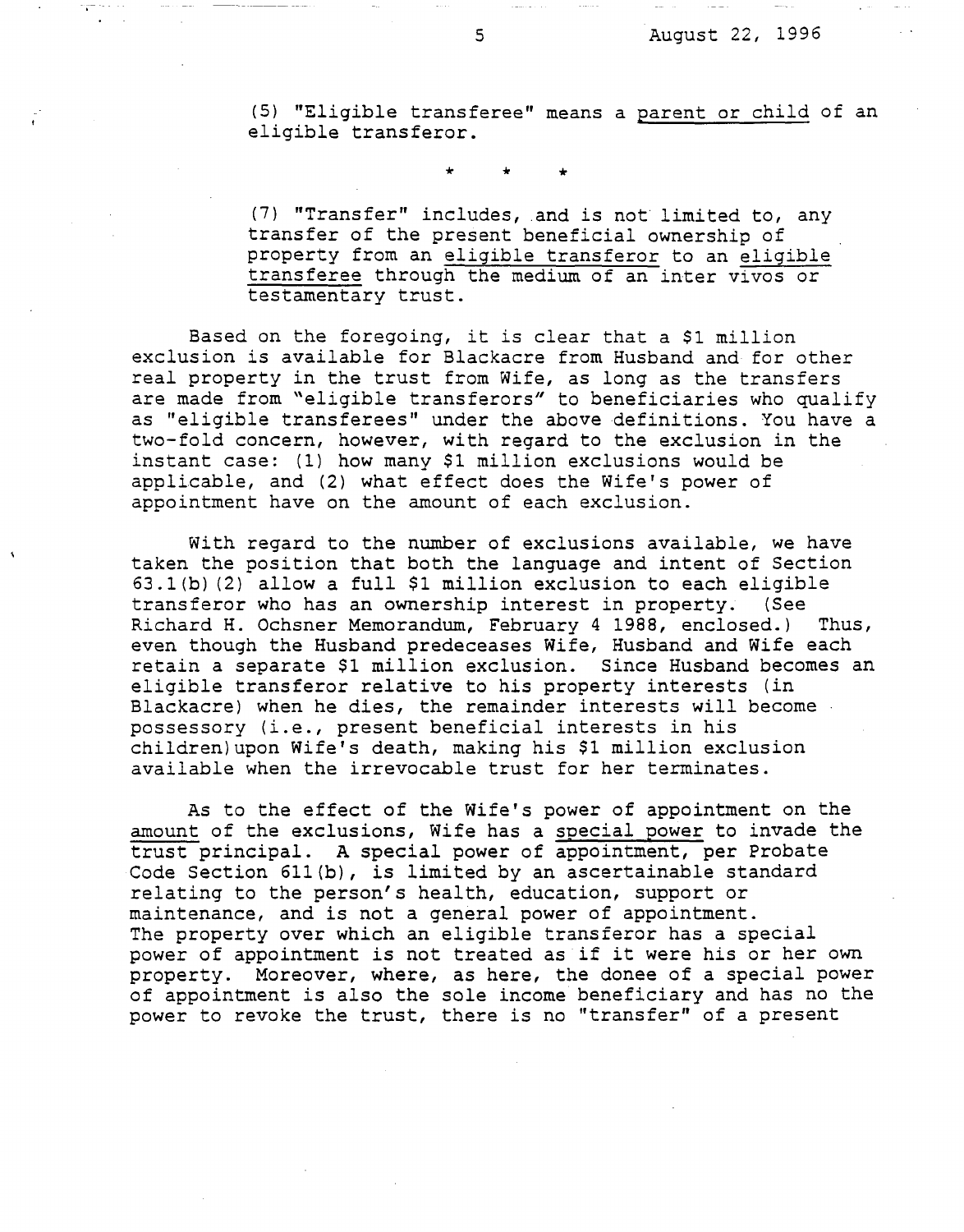(5) "Eligible transferee" means a <u>parent or child</u> of an eligible transferor.

\* \* \*

(7) "Transfer" includes, and is not limited to, any transfer of the present beneficial ownership of property from an <u>eligible transferor</u> to an <u>eligible transferee</u> through the medium of an inter vivos or testamentary trust.

Based on the foregoing, it is clear that a $1 million exclusion is available for Blackacre from Husband and for other real property in the trust from Wife, as long as the transfers are made from "eligible transferors" to beneficiaries who qualify as "eligible transferees" under the above definitions. You have a two-fold concern, however, with regard to the exclusion in the instant case: (1) how many $1 million exclusions would be applicable, and (2) what effect does the Wife's power of appointment have on the amount of each exclusion.

With regard to the number of exclusions available, we have taken the position that both the language and intent of Section 63.1(b)(2) allow a full $1 million exclusion to each eligible transferor who has an ownership interest in property. (See Richard H. Ochsner Memorandum, February 4 1988, enclosed.) Thus, even though the Husband predeceases Wife, Husband and Wife each retain a separate $1 million exclusion. Since Husband becomes an eligible transferor relative to his property interests (in Blackacre) when he dies, the remainder interests will become possessory (i.e., present beneficial interests in his children)upon Wife's death, making his $1 million exclusion available when the irrevocable trust for her terminates.

As to the effect of the Wife's power of appointment on the <u>amount</u> of the exclusions, Wife has a <u>special power</u> to invade the trust principal. A special power of appointment, per Probate Code Section 611(b), is limited by an ascertainable standard relating to the person's health, education, support or maintenance, and is not a general power of appointment. The property over which an eligible transferor has a special power of appointment is not treated as if it were his or her own property. Moreover, where, as here, the donee of a special power of appointment is also the sole income beneficiary and has no the power to revoke the trust, there is no "transfer" of a present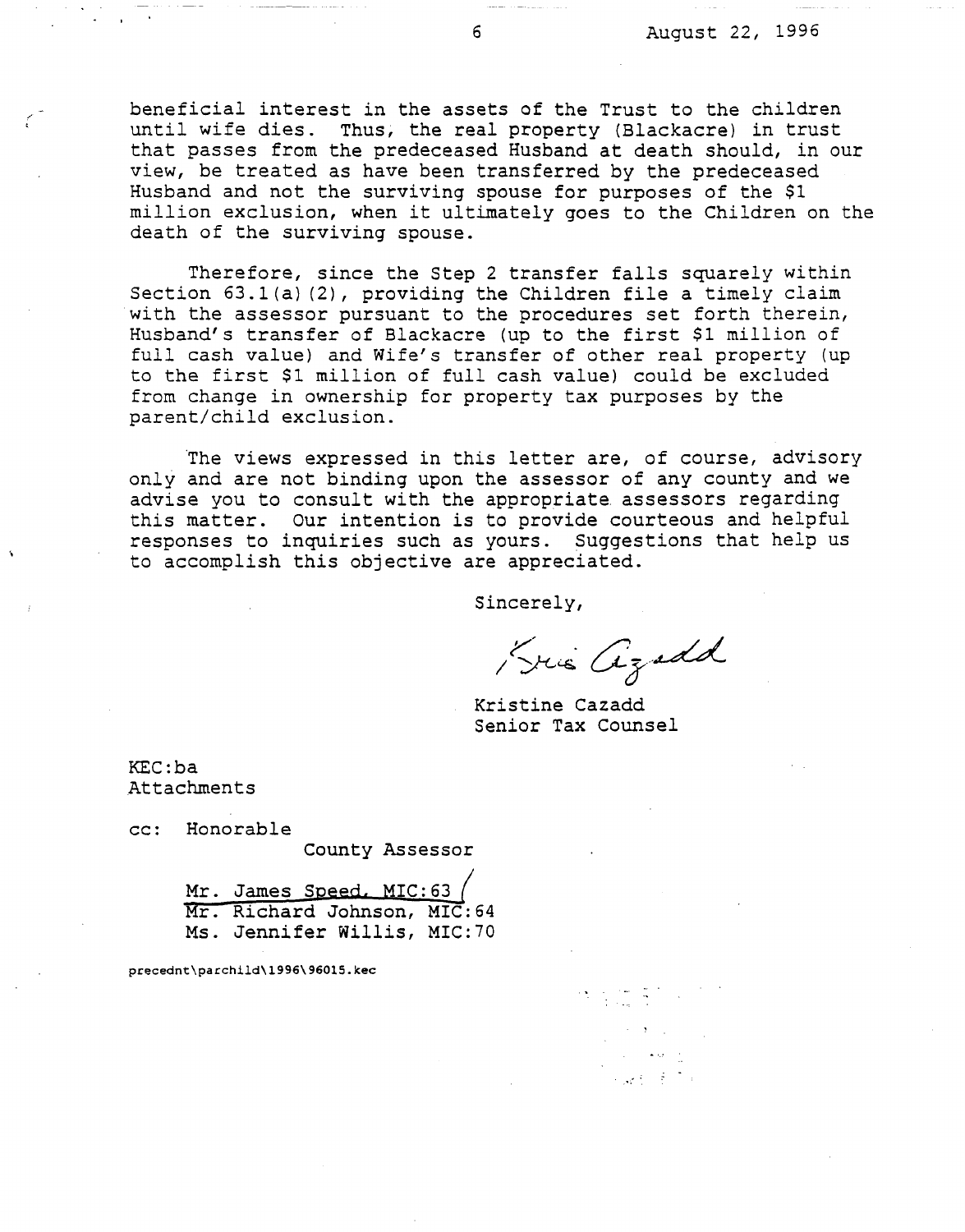beneficial interest in the assets of the Trust to the children until wife dies. Thus, the real property (Blackacre) in trust that passes from the predeceased Husband at death should, in our view, be treated as have been transferred by the predeceased Husband and not the surviving spouse for purposes of the $1 million exclusion, when it ultimately goes to the Children on the death of the surviving spouse.

Therefore, since the Step 2 transfer falls squarely within Section 63.1(a)(2), providing the Children file a timely claim with the assessor pursuant to the procedures set forth therein, Husband's transfer of Blackacre (up to the first $1 million of full cash value) and Wife's transfer of other real property (up to the first $1 million of full cash value) could be excluded from change in ownership for property tax purposes by the parent/child exclusion.

The views expressed in this letter are, of course, advisory only and are not binding upon the assessor of any county and we advise you to consult with the appropriate assessors regarding this matter. Our intention is to provide courteous and helpful responses to inquiries such as yours. Suggestions that help us to accomplish this objective are appreciated.

Sincerely,

Kris Cazadd

Kristine Cazadd
Senior Tax Counsel

KEC:ba
Attachments

cc: Honorable
County Assessor

Mr. James Speed, MIC:63
Mr. Richard Johnson, MIC:64
Ms. Jennifer Willis, MIC:70

precednt\parchild\1996\96015.kec